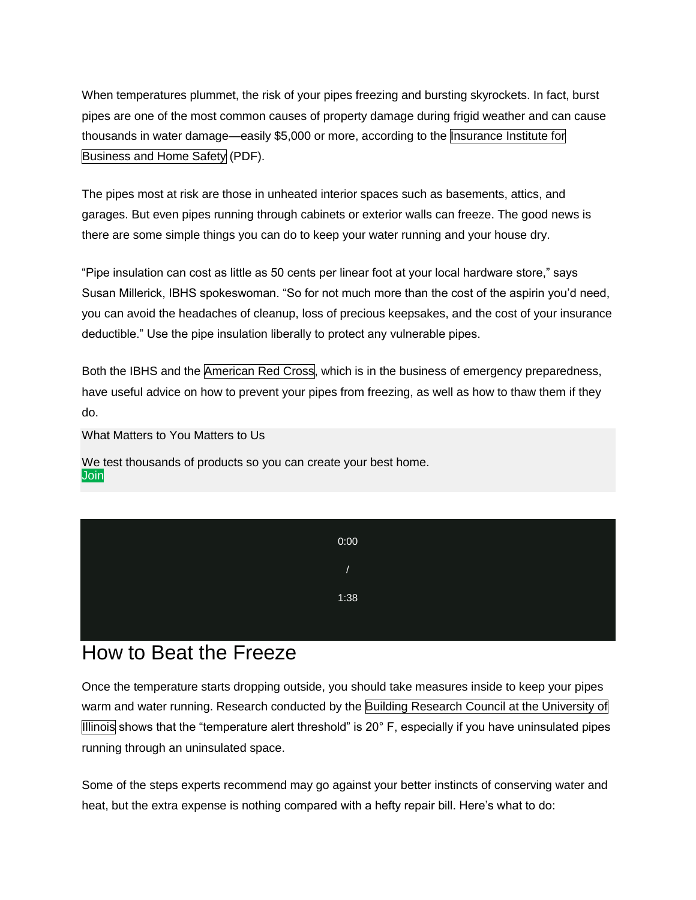When temperatures plummet, the risk of your pipes freezing and bursting skyrockets. In fact, burst pipes are one of the most common causes of property damage during frigid weather and can cause thousands in water damage—easily $5,000 or more, according to the Insurance Institute for Business and Home Safety (PDF).

The pipes most at risk are those in unheated interior spaces such as basements, attics, and garages. But even pipes running through cabinets or exterior walls can freeze. The good news is there are some simple things you can do to keep your water running and your house dry.

"Pipe insulation can cost as little as 50 cents per linear foot at your local hardware store," says Susan Millerick, IBHS spokeswoman. "So for not much more than the cost of the aspirin you'd need, you can avoid the headaches of cleanup, loss of precious keepsakes, and the cost of your insurance deductible." Use the pipe insulation liberally to protect any vulnerable pipes.

Both the IBHS and the American Red Cross, which is in the business of emergency preparedness, have useful advice on how to prevent your pipes from freezing, as well as how to thaw them if they do.

What Matters to You Matters to Us

We test thousands of products so you can create your best home.
Join

0:00 / 1:38

## How to Beat the Freeze

Once the temperature starts dropping outside, you should take measures inside to keep your pipes warm and water running. Research conducted by the Building Research Council at the University of Illinois shows that the "temperature alert threshold" is 20° F, especially if you have uninsulated pipes running through an uninsulated space.

Some of the steps experts recommend may go against your better instincts of conserving water and heat, but the extra expense is nothing compared with a hefty repair bill. Here's what to do: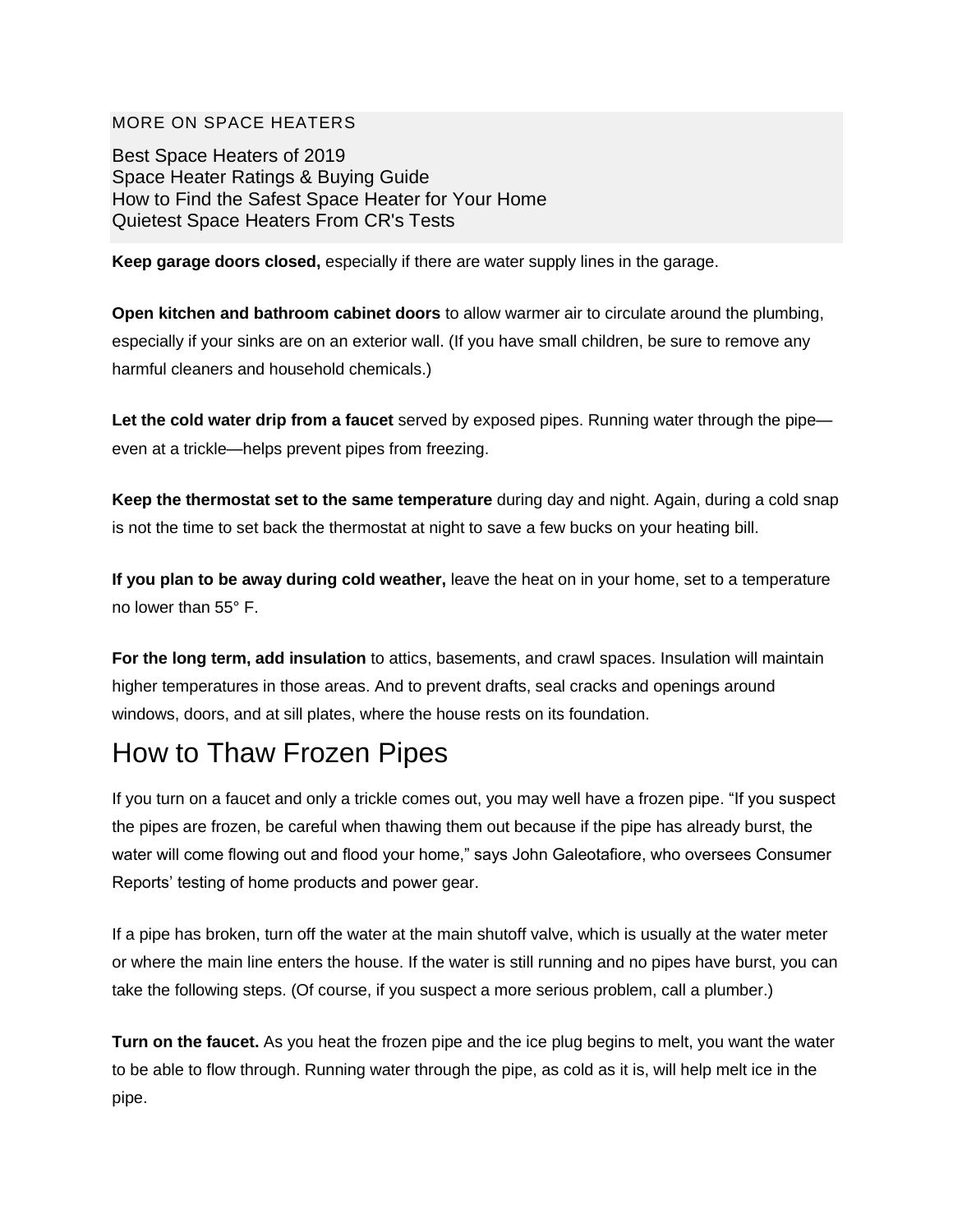MORE ON SPACE HEATERS

Best Space Heaters of 2019
Space Heater Ratings & Buying Guide
How to Find the Safest Space Heater for Your Home
Quietest Space Heaters From CR's Tests

**Keep garage doors closed,** especially if there are water supply lines in the garage.

**Open kitchen and bathroom cabinet doors** to allow warmer air to circulate around the plumbing, especially if your sinks are on an exterior wall. (If you have small children, be sure to remove any harmful cleaners and household chemicals.)

**Let the cold water drip from a faucet** served by exposed pipes. Running water through the pipe—even at a trickle—helps prevent pipes from freezing.

**Keep the thermostat set to the same temperature** during day and night. Again, during a cold snap is not the time to set back the thermostat at night to save a few bucks on your heating bill.

**If you plan to be away during cold weather,** leave the heat on in your home, set to a temperature no lower than 55° F.

**For the long term, add insulation** to attics, basements, and crawl spaces. Insulation will maintain higher temperatures in those areas. And to prevent drafts, seal cracks and openings around windows, doors, and at sill plates, where the house rests on its foundation.

## How to Thaw Frozen Pipes

If you turn on a faucet and only a trickle comes out, you may well have a frozen pipe. "If you suspect the pipes are frozen, be careful when thawing them out because if the pipe has already burst, the water will come flowing out and flood your home," says John Galeotafiore, who oversees Consumer Reports' testing of home products and power gear.

If a pipe has broken, turn off the water at the main shutoff valve, which is usually at the water meter or where the main line enters the house. If the water is still running and no pipes have burst, you can take the following steps. (Of course, if you suspect a more serious problem, call a plumber.)

**Turn on the faucet.** As you heat the frozen pipe and the ice plug begins to melt, you want the water to be able to flow through. Running water through the pipe, as cold as it is, will help melt ice in the pipe.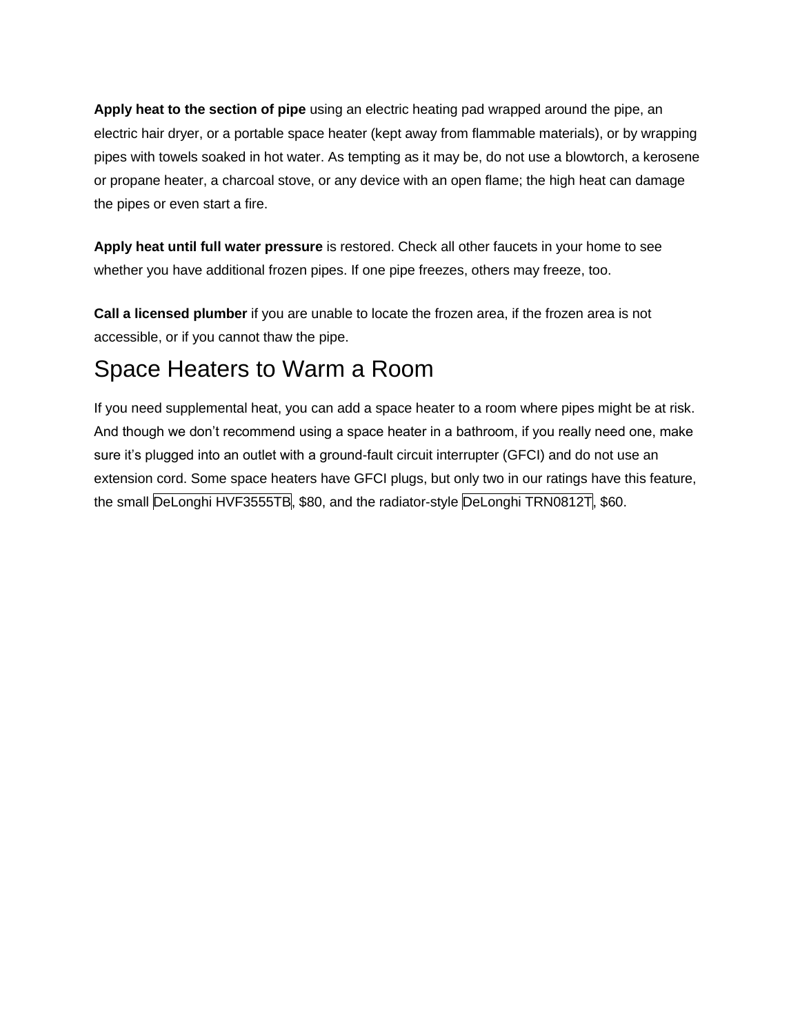**Apply heat to the section of pipe** using an electric heating pad wrapped around the pipe, an electric hair dryer, or a portable space heater (kept away from flammable materials), or by wrapping pipes with towels soaked in hot water. As tempting as it may be, do not use a blowtorch, a kerosene or propane heater, a charcoal stove, or any device with an open flame; the high heat can damage the pipes or even start a fire.

**Apply heat until full water pressure** is restored. Check all other faucets in your home to see whether you have additional frozen pipes. If one pipe freezes, others may freeze, too.

**Call a licensed plumber** if you are unable to locate the frozen area, if the frozen area is not accessible, or if you cannot thaw the pipe.

## Space Heaters to Warm a Room

If you need supplemental heat, you can add a space heater to a room where pipes might be at risk. And though we don't recommend using a space heater in a bathroom, if you really need one, make sure it's plugged into an outlet with a ground-fault circuit interrupter (GFCI) and do not use an extension cord. Some space heaters have GFCI plugs, but only two in our ratings have this feature, the small DeLonghi HVF3555TB, $80, and the radiator-style DeLonghi TRN0812T, $60.